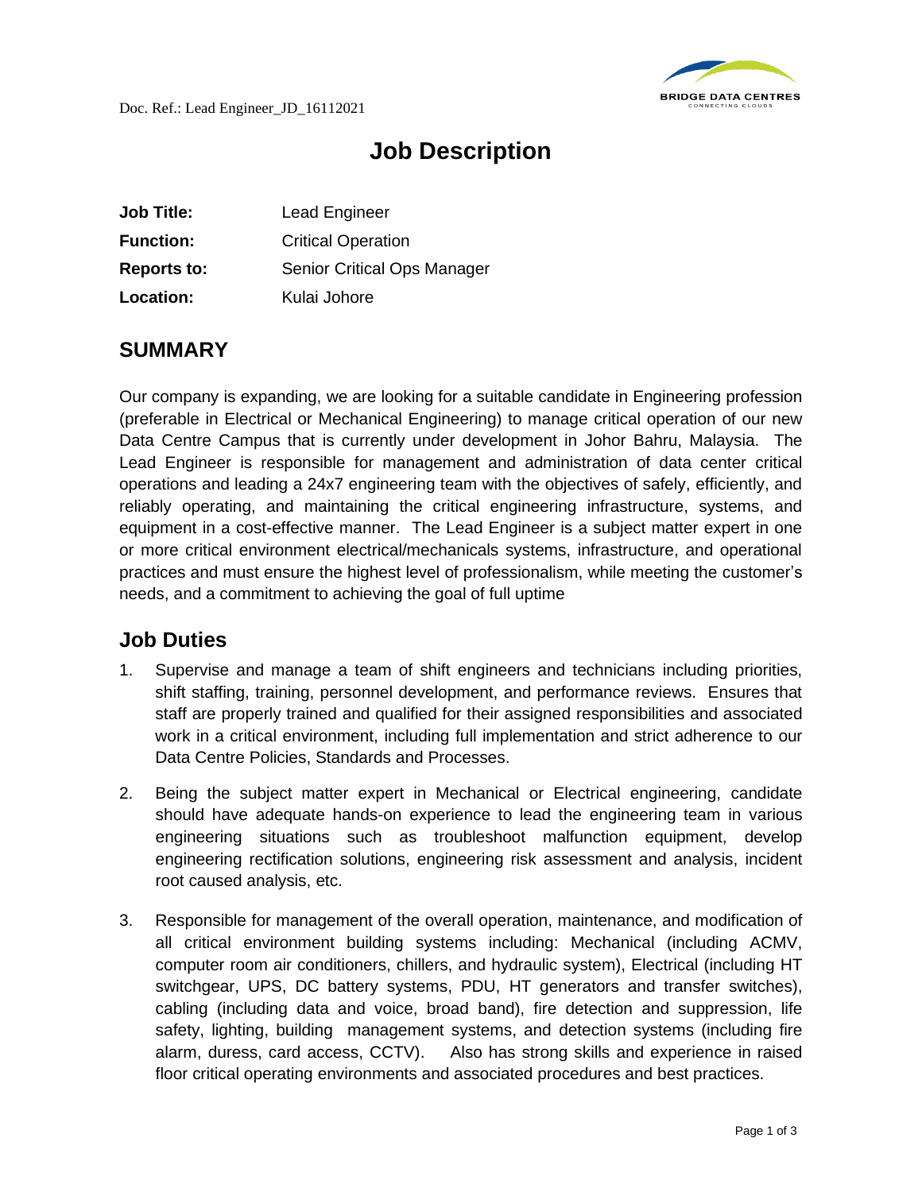Doc. Ref.: Lead Engineer_JD_16112021

# Job Description

| | |
|---|---|
| **Job Title:** | Lead Engineer |
| **Function:** | Critical Operation |
| **Reports to:** | Senior Critical Ops Manager |
| **Location:** | Kulai Johore |

## SUMMARY

Our company is expanding, we are looking for a suitable candidate in Engineering profession (preferable in Electrical or Mechanical Engineering) to manage critical operation of our new Data Centre Campus that is currently under development in Johor Bahru, Malaysia. The Lead Engineer is responsible for management and administration of data center critical operations and leading a 24x7 engineering team with the objectives of safely, efficiently, and reliably operating, and maintaining the critical engineering infrastructure, systems, and equipment in a cost-effective manner. The Lead Engineer is a subject matter expert in one or more critical environment electrical/mechanicals systems, infrastructure, and operational practices and must ensure the highest level of professionalism, while meeting the customer's needs, and a commitment to achieving the goal of full uptime

## Job Duties

1. Supervise and manage a team of shift engineers and technicians including priorities, shift staffing, training, personnel development, and performance reviews. Ensures that staff are properly trained and qualified for their assigned responsibilities and associated work in a critical environment, including full implementation and strict adherence to our Data Centre Policies, Standards and Processes.

2. Being the subject matter expert in Mechanical or Electrical engineering, candidate should have adequate hands-on experience to lead the engineering team in various engineering situations such as troubleshoot malfunction equipment, develop engineering rectification solutions, engineering risk assessment and analysis, incident root caused analysis, etc.

3. Responsible for management of the overall operation, maintenance, and modification of all critical environment building systems including: Mechanical (including ACMV, computer room air conditioners, chillers, and hydraulic system), Electrical (including HT switchgear, UPS, DC battery systems, PDU, HT generators and transfer switches), cabling (including data and voice, broad band), fire detection and suppression, life safety, lighting, building management systems, and detection systems (including fire alarm, duress, card access, CCTV). Also has strong skills and experience in raised floor critical operating environments and associated procedures and best practices.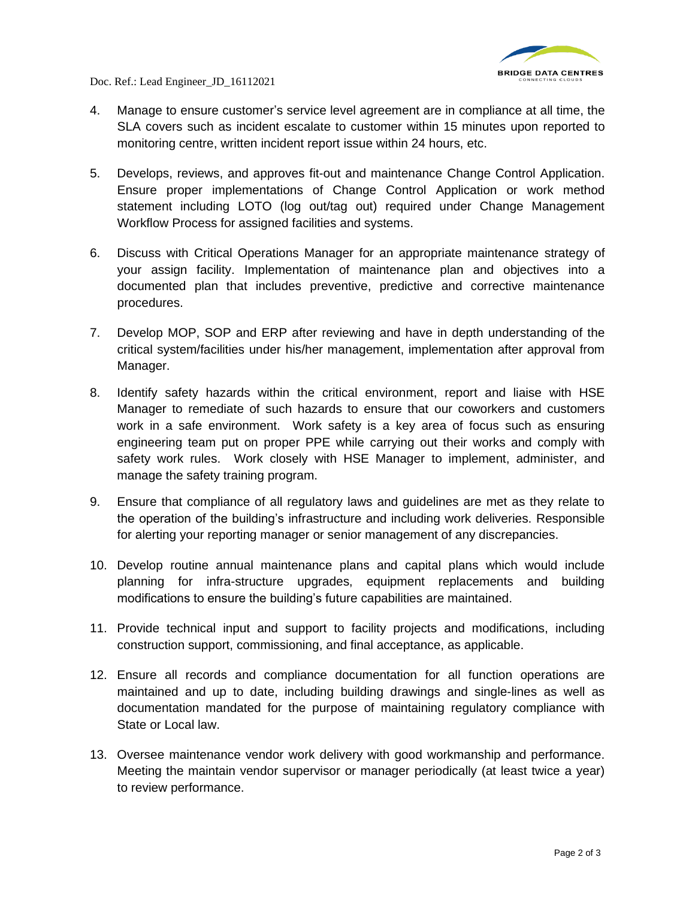4. Manage to ensure customer's service level agreement are in compliance at all time, the SLA covers such as incident escalate to customer within 15 minutes upon reported to monitoring centre, written incident report issue within 24 hours, etc.

5. Develops, reviews, and approves fit-out and maintenance Change Control Application. Ensure proper implementations of Change Control Application or work method statement including LOTO (log out/tag out) required under Change Management Workflow Process for assigned facilities and systems.

6. Discuss with Critical Operations Manager for an appropriate maintenance strategy of your assign facility. Implementation of maintenance plan and objectives into a documented plan that includes preventive, predictive and corrective maintenance procedures.

7. Develop MOP, SOP and ERP after reviewing and have in depth understanding of the critical system/facilities under his/her management, implementation after approval from Manager.

8. Identify safety hazards within the critical environment, report and liaise with HSE Manager to remediate of such hazards to ensure that our coworkers and customers work in a safe environment. Work safety is a key area of focus such as ensuring engineering team put on proper PPE while carrying out their works and comply with safety work rules. Work closely with HSE Manager to implement, administer, and manage the safety training program.

9. Ensure that compliance of all regulatory laws and guidelines are met as they relate to the operation of the building's infrastructure and including work deliveries. Responsible for alerting your reporting manager or senior management of any discrepancies.

10. Develop routine annual maintenance plans and capital plans which would include planning for infra-structure upgrades, equipment replacements and building modifications to ensure the building's future capabilities are maintained.

11. Provide technical input and support to facility projects and modifications, including construction support, commissioning, and final acceptance, as applicable.

12. Ensure all records and compliance documentation for all function operations are maintained and up to date, including building drawings and single-lines as well as documentation mandated for the purpose of maintaining regulatory compliance with State or Local law.

13. Oversee maintenance vendor work delivery with good workmanship and performance. Meeting the maintain vendor supervisor or manager periodically (at least twice a year) to review performance.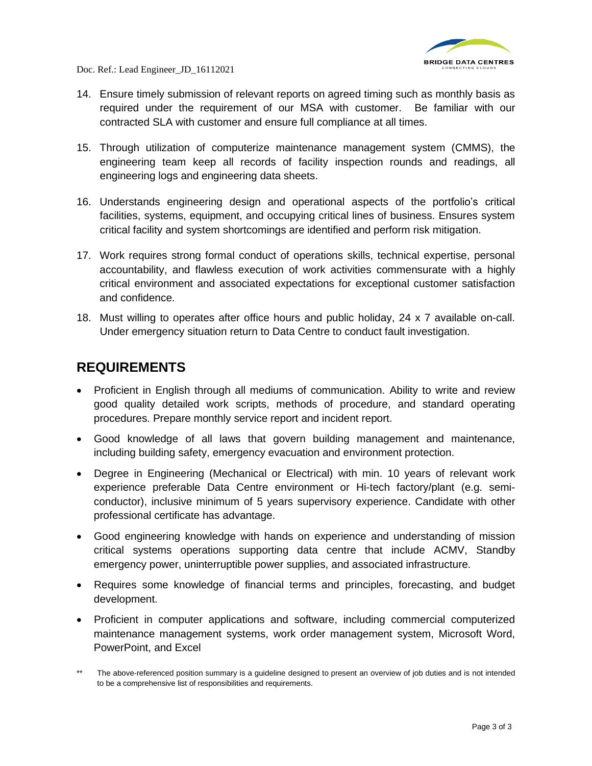14. Ensure timely submission of relevant reports on agreed timing such as monthly basis as required under the requirement of our MSA with customer. Be familiar with our contracted SLA with customer and ensure full compliance at all times.

15. Through utilization of computerize maintenance management system (CMMS), the engineering team keep all records of facility inspection rounds and readings, all engineering logs and engineering data sheets.

16. Understands engineering design and operational aspects of the portfolio's critical facilities, systems, equipment, and occupying critical lines of business. Ensures system critical facility and system shortcomings are identified and perform risk mitigation.

17. Work requires strong formal conduct of operations skills, technical expertise, personal accountability, and flawless execution of work activities commensurate with a highly critical environment and associated expectations for exceptional customer satisfaction and confidence.

18. Must willing to operates after office hours and public holiday, 24 x 7 available on-call. Under emergency situation return to Data Centre to conduct fault investigation.

## REQUIREMENTS

- Proficient in English through all mediums of communication. Ability to write and review good quality detailed work scripts, methods of procedure, and standard operating procedures. Prepare monthly service report and incident report.
- Good knowledge of all laws that govern building management and maintenance, including building safety, emergency evacuation and environment protection.
- Degree in Engineering (Mechanical or Electrical) with min. 10 years of relevant work experience preferable Data Centre environment or Hi-tech factory/plant (e.g. semi-conductor), inclusive minimum of 5 years supervisory experience. Candidate with other professional certificate has advantage.
- Good engineering knowledge with hands on experience and understanding of mission critical systems operations supporting data centre that include ACMV, Standby emergency power, uninterruptible power supplies, and associated infrastructure.
- Requires some knowledge of financial terms and principles, forecasting, and budget development.
- Proficient in computer applications and software, including commercial computerized maintenance management systems, work order management system, Microsoft Word, PowerPoint, and Excel

** The above-referenced position summary is a guideline designed to present an overview of job duties and is not intended to be a comprehensive list of responsibilities and requirements.